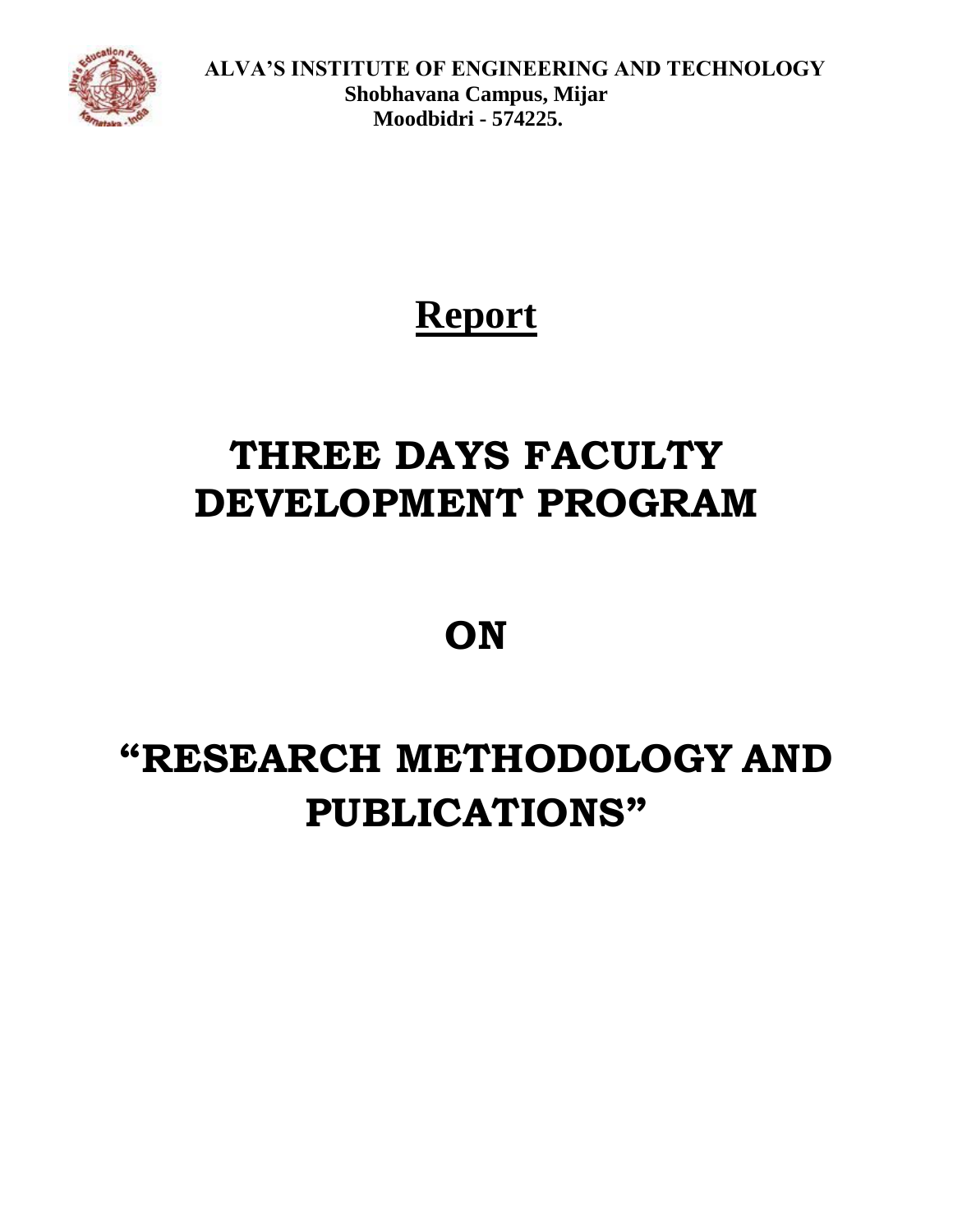**ALVA'S INSTITUTE OF ENGINEERING AND TECHNOLOGY**
**Shobhavana Campus, Mijar**
**Moodbidri - 574225.**

# Report

# THREE DAYS FACULTY DEVELOPMENT PROGRAM

# ON

# "RESEARCH METHOD0LOGY AND PUBLICATIONS"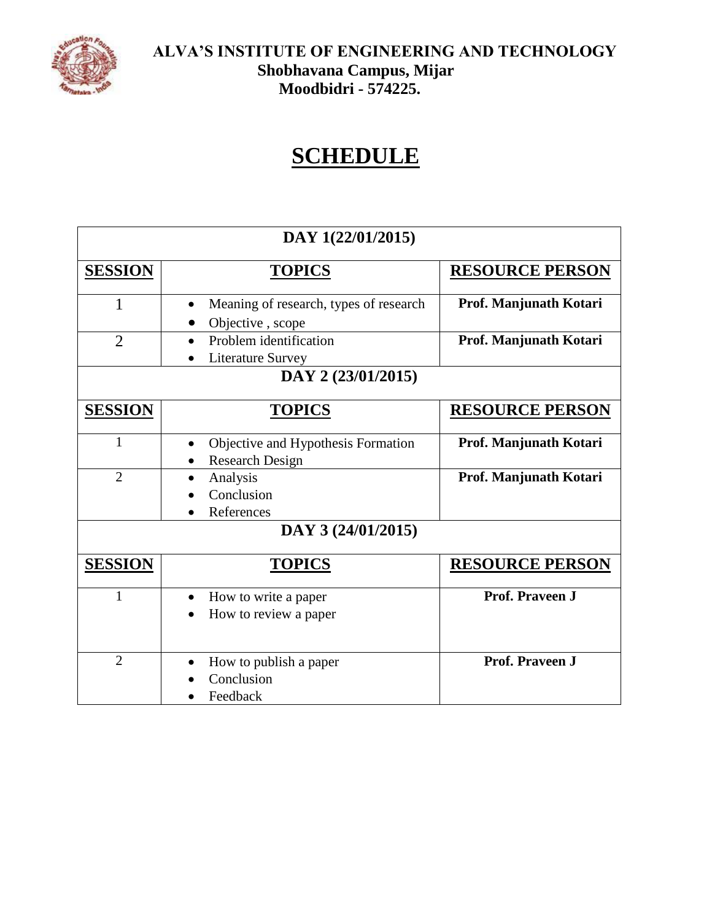**ALVA'S INSTITUTE OF ENGINEERING AND TECHNOLOGY**
**Shobhavana Campus, Mijar**
**Moodbidri - 574225.**

# SCHEDULE

| DAY 1(22/01/2015) | | |
|---|---|---|
| **SESSION** | **TOPICS** | **RESOURCE PERSON** |
| 1 | • Meaning of research, types of research<br>• Objective , scope | **Prof. Manjunath Kotari** |
| 2 | • Problem identification<br>• Literature Survey | **Prof. Manjunath Kotari** |
| **DAY 2 (23/01/2015)** | | |
| **SESSION** | **TOPICS** | **RESOURCE PERSON** |
| 1 | • Objective and Hypothesis Formation<br>• Research Design | **Prof. Manjunath Kotari** |
| 2 | • Analysis<br>• Conclusion<br>• References | **Prof. Manjunath Kotari** |
| **DAY 3 (24/01/2015)** | | |
| **SESSION** | **TOPICS** | **RESOURCE PERSON** |
| 1 | • How to write a paper<br>• How to review a paper | **Prof. Praveen J** |
| 2 | • How to publish a paper<br>• Conclusion<br>• Feedback | **Prof. Praveen J** |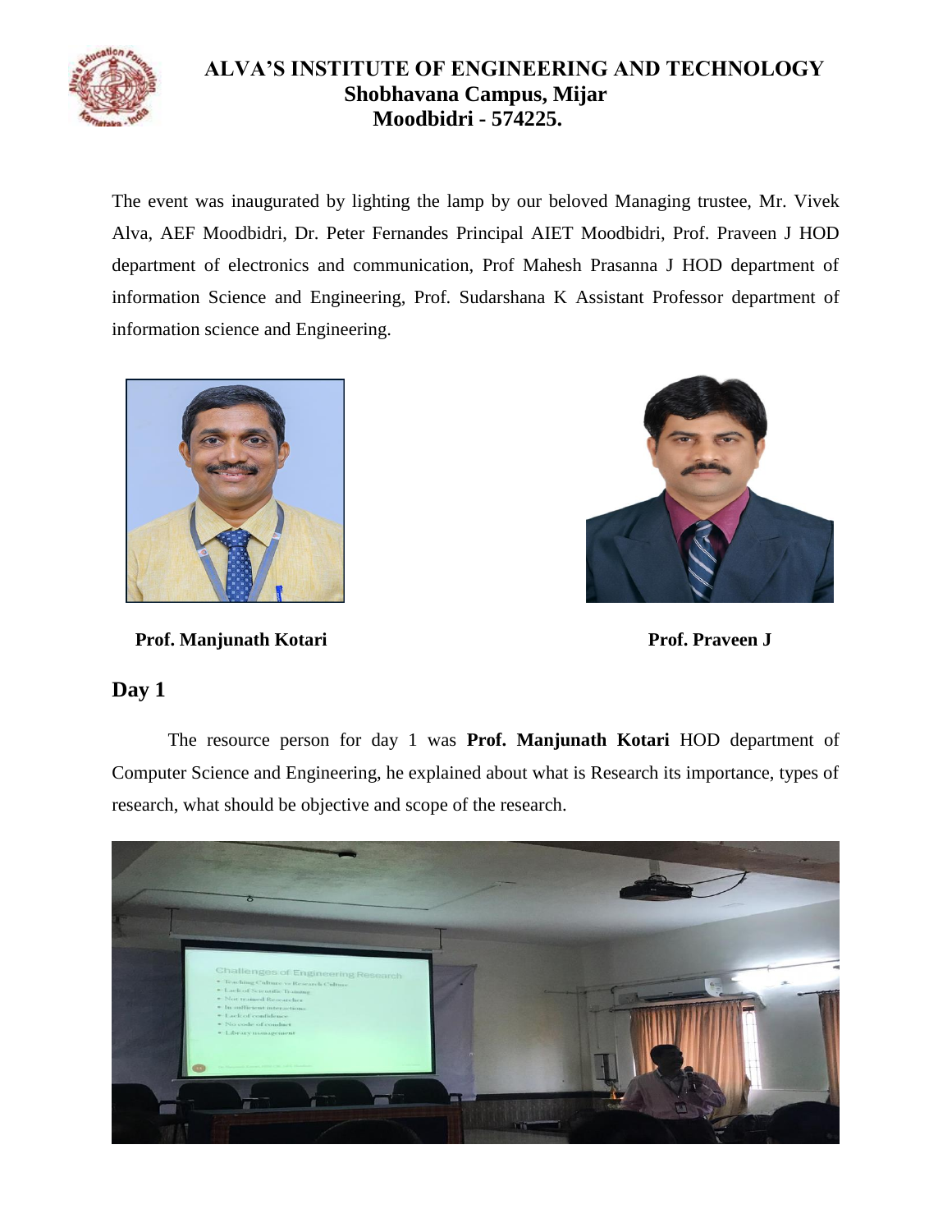The event was inaugurated by lighting the lamp by our beloved Managing trustee, Mr. Vivek Alva, AEF Moodbidri, Dr. Peter Fernandes Principal AIET Moodbidri, Prof. Praveen J HOD department of electronics and communication, Prof Mahesh Prasanna J HOD department of information Science and Engineering, Prof. Sudarshana K Assistant Professor department of information science and Engineering.

**Prof. Manjunath Kotari**

**Prof. Praveen J**

## Day 1

The resource person for day 1 was **Prof. Manjunath Kotari** HOD department of Computer Science and Engineering, he explained about what is Research its importance, types of research, what should be objective and scope of the research.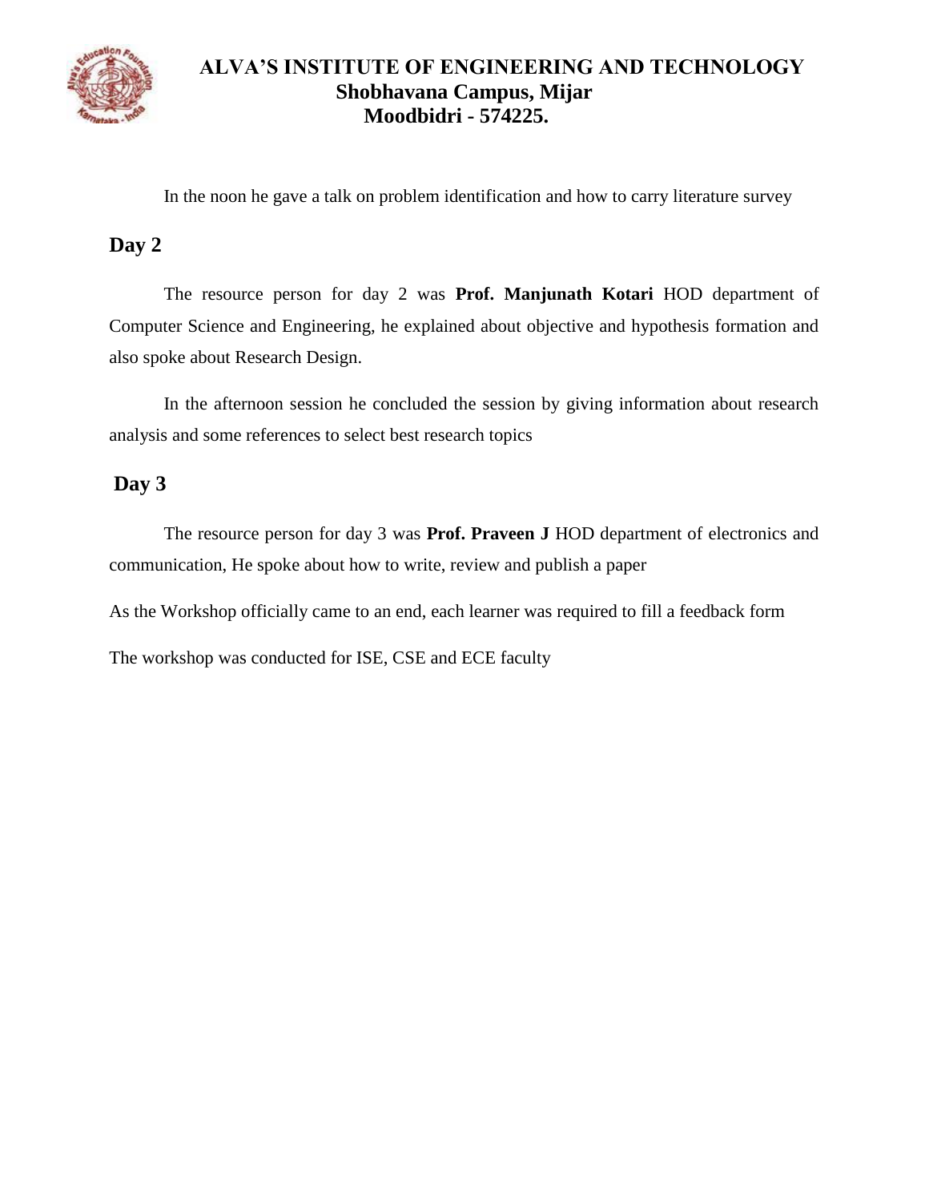In the noon he gave a talk on problem identification and how to carry literature survey

## Day 2

The resource person for day 2 was **Prof. Manjunath Kotari** HOD department of Computer Science and Engineering, he explained about objective and hypothesis formation and also spoke about Research Design.

In the afternoon session he concluded the session by giving information about research analysis and some references to select best research topics

## Day 3

The resource person for day 3 was **Prof. Praveen J** HOD department of electronics and communication, He spoke about how to write, review and publish a paper

As the Workshop officially came to an end, each learner was required to fill a feedback form

The workshop was conducted for ISE, CSE and ECE faculty